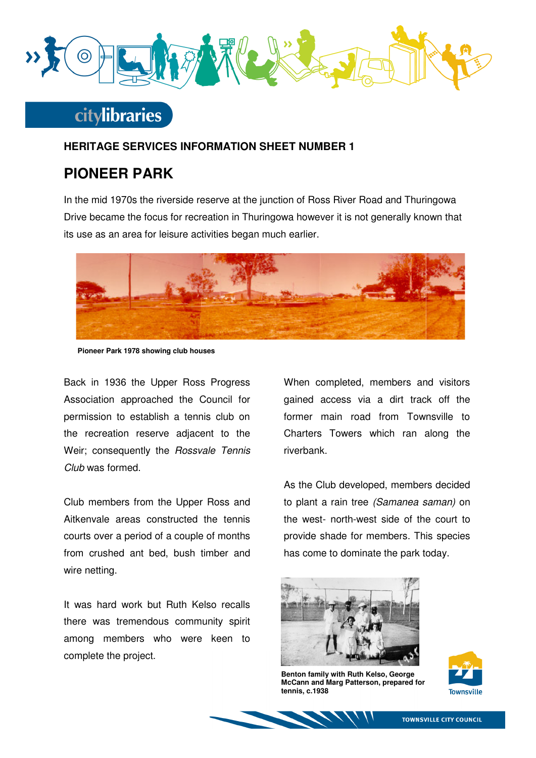citylibraries

**HERITAGE SERVICES INFORMATION SHEET NUMBER 1**

# PIONEER PARK

In the mid 1970s the riverside reserve at the junction of Ross River Road and Thuringowa Drive became the focus for recreation in Thuringowa however it is not generally known that its use as an area for leisure activities began much earlier.

**Pioneer Park 1978 showing club houses**

Back in 1936 the Upper Ross Progress Association approached the Council for permission to establish a tennis club on the recreation reserve adjacent to the Weir; consequently the *Rossvale Tennis Club* was formed.

Club members from the Upper Ross and Aitkenvale areas constructed the tennis courts over a period of a couple of months from crushed ant bed, bush timber and wire netting.

It was hard work but Ruth Kelso recalls there was tremendous community spirit among members who were keen to complete the project.

When completed, members and visitors gained access via a dirt track off the former main road from Townsville to Charters Towers which ran along the riverbank.

As the Club developed, members decided to plant a rain tree *(Samanea saman)* on the west- north-west side of the court to provide shade for members. This species has come to dominate the park today.

**Benton family with Ruth Kelso, George McCann and Marg Patterson, prepared for tennis, c.1938**

Townsville

TOWNSVILLE CITY COUNCIL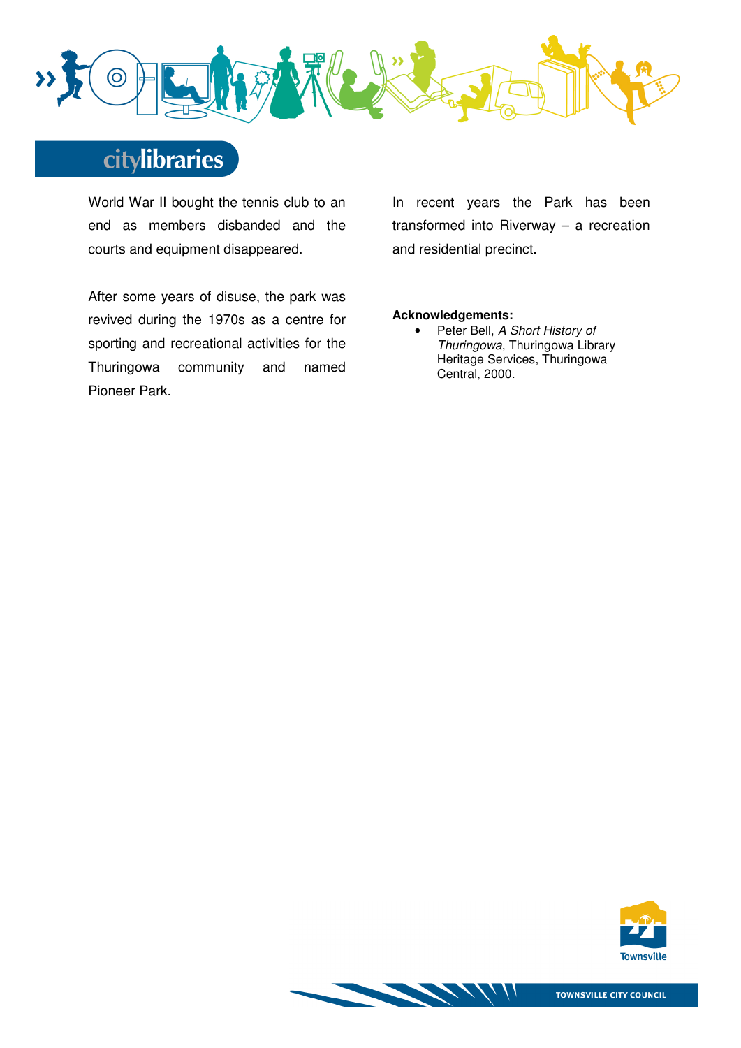World War II bought the tennis club to an end as members disbanded and the courts and equipment disappeared.

After some years of disuse, the park was revived during the 1970s as a centre for sporting and recreational activities for the Thuringowa community and named Pioneer Park.

In recent years the Park has been transformed into Riverway – a recreation and residential precinct.

**Acknowledgements:**

- Peter Bell, *A Short History of Thuringowa*, Thuringowa Library Heritage Services, Thuringowa Central, 2000.